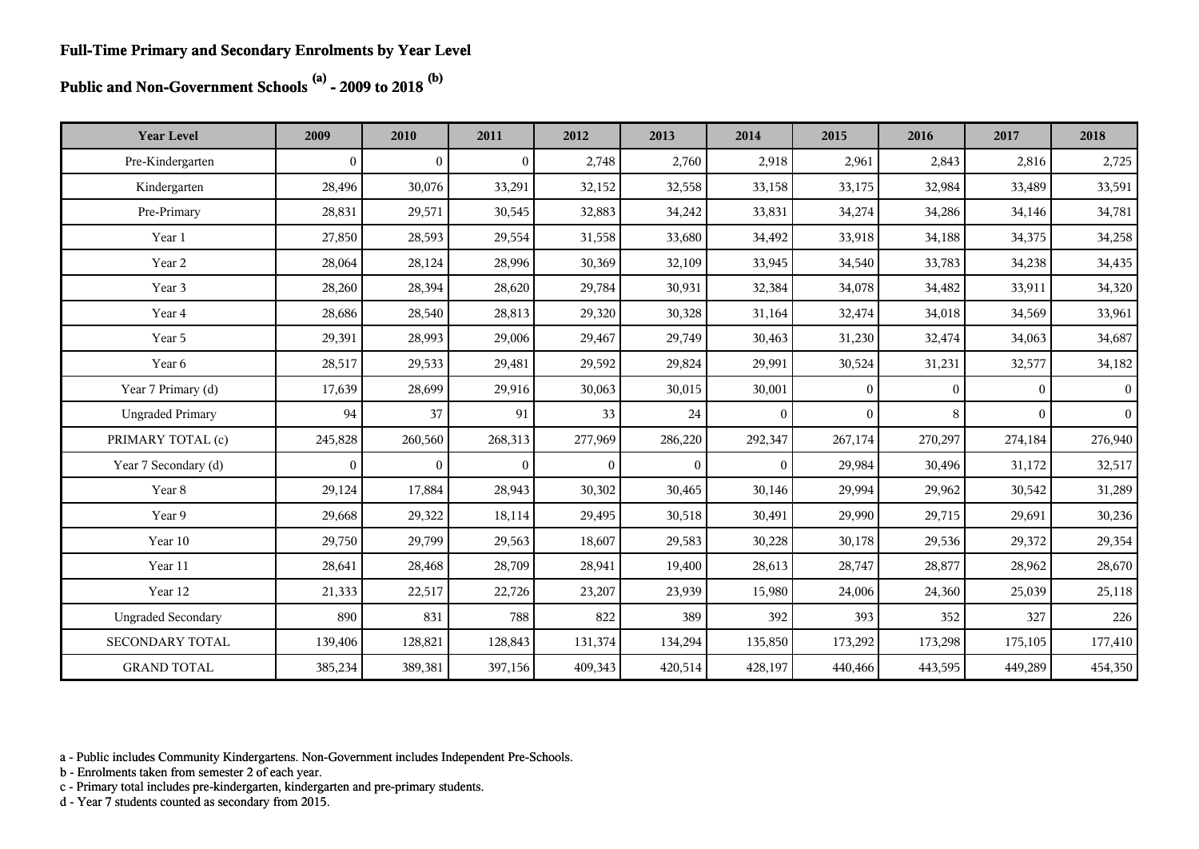**Full-Time Primary and Secondary Enrolments by Year Level**

**Public and Non-Government Schools [(a)] - 2009 to 2018 [(b)]**

| Year Level | 2009 | 2010 | 2011 | 2012 | 2013 | 2014 | 2015 | 2016 | 2017 | 2018 |
|---|---|---|---|---|---|---|---|---|---|---|
| Pre-Kindergarten | 0 | 0 | 0 | 2,748 | 2,760 | 2,918 | 2,961 | 2,843 | 2,816 | 2,725 |
| Kindergarten | 28,496 | 30,076 | 33,291 | 32,152 | 32,558 | 33,158 | 33,175 | 32,984 | 33,489 | 33,591 |
| Pre-Primary | 28,831 | 29,571 | 30,545 | 32,883 | 34,242 | 33,831 | 34,274 | 34,286 | 34,146 | 34,781 |
| Year 1 | 27,850 | 28,593 | 29,554 | 31,558 | 33,680 | 34,492 | 33,918 | 34,188 | 34,375 | 34,258 |
| Year 2 | 28,064 | 28,124 | 28,996 | 30,369 | 32,109 | 33,945 | 34,540 | 33,783 | 34,238 | 34,435 |
| Year 3 | 28,260 | 28,394 | 28,620 | 29,784 | 30,931 | 32,384 | 34,078 | 34,482 | 33,911 | 34,320 |
| Year 4 | 28,686 | 28,540 | 28,813 | 29,320 | 30,328 | 31,164 | 32,474 | 34,018 | 34,569 | 33,961 |
| Year 5 | 29,391 | 28,993 | 29,006 | 29,467 | 29,749 | 30,463 | 31,230 | 32,474 | 34,063 | 34,687 |
| Year 6 | 28,517 | 29,533 | 29,481 | 29,592 | 29,824 | 29,991 | 30,524 | 31,231 | 32,577 | 34,182 |
| Year 7 Primary (d) | 17,639 | 28,699 | 29,916 | 30,063 | 30,015 | 30,001 | 0 | 0 | 0 | 0 |
| Ungraded Primary | 94 | 37 | 91 | 33 | 24 | 0 | 0 | 8 | 0 | 0 |
| PRIMARY TOTAL (c) | 245,828 | 260,560 | 268,313 | 277,969 | 286,220 | 292,347 | 267,174 | 270,297 | 274,184 | 276,940 |
| Year 7 Secondary (d) | 0 | 0 | 0 | 0 | 0 | 0 | 29,984 | 30,496 | 31,172 | 32,517 |
| Year 8 | 29,124 | 17,884 | 28,943 | 30,302 | 30,465 | 30,146 | 29,994 | 29,962 | 30,542 | 31,289 |
| Year 9 | 29,668 | 29,322 | 18,114 | 29,495 | 30,518 | 30,491 | 29,990 | 29,715 | 29,691 | 30,236 |
| Year 10 | 29,750 | 29,799 | 29,563 | 18,607 | 29,583 | 30,228 | 30,178 | 29,536 | 29,372 | 29,354 |
| Year 11 | 28,641 | 28,468 | 28,709 | 28,941 | 19,400 | 28,613 | 28,747 | 28,877 | 28,962 | 28,670 |
| Year 12 | 21,333 | 22,517 | 22,726 | 23,207 | 23,939 | 15,980 | 24,006 | 24,360 | 25,039 | 25,118 |
| Ungraded Secondary | 890 | 831 | 788 | 822 | 389 | 392 | 393 | 352 | 327 | 226 |
| SECONDARY TOTAL | 139,406 | 128,821 | 128,843 | 131,374 | 134,294 | 135,850 | 173,292 | 173,298 | 175,105 | 177,410 |
| GRAND TOTAL | 385,234 | 389,381 | 397,156 | 409,343 | 420,514 | 428,197 | 440,466 | 443,595 | 449,289 | 454,350 |

a - Public includes Community Kindergartens. Non-Government includes Independent Pre-Schools.
b - Enrolments taken from semester 2 of each year.
c - Primary total includes pre-kindergarten, kindergarten and pre-primary students.
d - Year 7 students counted as secondary from 2015.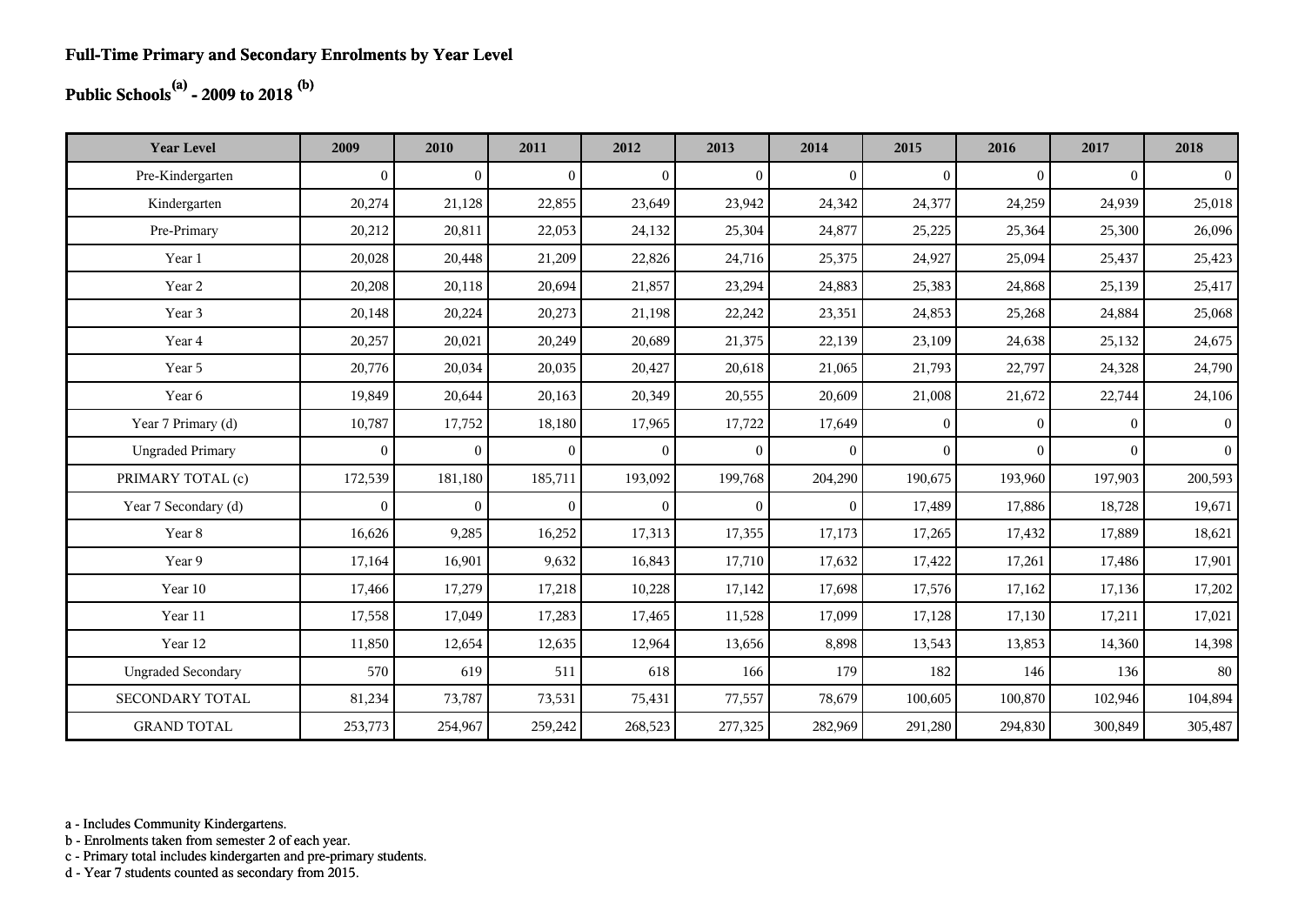**Full-Time Primary and Secondary Enrolments by Year Level**

**Public Schools[(a)] - 2009 to 2018 [(b)]**

| Year Level | 2009 | 2010 | 2011 | 2012 | 2013 | 2014 | 2015 | 2016 | 2017 | 2018 |
|---|---|---|---|---|---|---|---|---|---|---|
| Pre-Kindergarten | 0 | 0 | 0 | 0 | 0 | 0 | 0 | 0 | 0 | 0 |
| Kindergarten | 20,274 | 21,128 | 22,855 | 23,649 | 23,942 | 24,342 | 24,377 | 24,259 | 24,939 | 25,018 |
| Pre-Primary | 20,212 | 20,811 | 22,053 | 24,132 | 25,304 | 24,877 | 25,225 | 25,364 | 25,300 | 26,096 |
| Year 1 | 20,028 | 20,448 | 21,209 | 22,826 | 24,716 | 25,375 | 24,927 | 25,094 | 25,437 | 25,423 |
| Year 2 | 20,208 | 20,118 | 20,694 | 21,857 | 23,294 | 24,883 | 25,383 | 24,868 | 25,139 | 25,417 |
| Year 3 | 20,148 | 20,224 | 20,273 | 21,198 | 22,242 | 23,351 | 24,853 | 25,268 | 24,884 | 25,068 |
| Year 4 | 20,257 | 20,021 | 20,249 | 20,689 | 21,375 | 22,139 | 23,109 | 24,638 | 25,132 | 24,675 |
| Year 5 | 20,776 | 20,034 | 20,035 | 20,427 | 20,618 | 21,065 | 21,793 | 22,797 | 24,328 | 24,790 |
| Year 6 | 19,849 | 20,644 | 20,163 | 20,349 | 20,555 | 20,609 | 21,008 | 21,672 | 22,744 | 24,106 |
| Year 7 Primary (d) | 10,787 | 17,752 | 18,180 | 17,965 | 17,722 | 17,649 | 0 | 0 | 0 | 0 |
| Ungraded Primary | 0 | 0 | 0 | 0 | 0 | 0 | 0 | 0 | 0 | 0 |
| PRIMARY TOTAL (c) | 172,539 | 181,180 | 185,711 | 193,092 | 199,768 | 204,290 | 190,675 | 193,960 | 197,903 | 200,593 |
| Year 7 Secondary (d) | 0 | 0 | 0 | 0 | 0 | 0 | 17,489 | 17,886 | 18,728 | 19,671 |
| Year 8 | 16,626 | 9,285 | 16,252 | 17,313 | 17,355 | 17,173 | 17,265 | 17,432 | 17,889 | 18,621 |
| Year 9 | 17,164 | 16,901 | 9,632 | 16,843 | 17,710 | 17,632 | 17,422 | 17,261 | 17,486 | 17,901 |
| Year 10 | 17,466 | 17,279 | 17,218 | 10,228 | 17,142 | 17,698 | 17,576 | 17,162 | 17,136 | 17,202 |
| Year 11 | 17,558 | 17,049 | 17,283 | 17,465 | 11,528 | 17,099 | 17,128 | 17,130 | 17,211 | 17,021 |
| Year 12 | 11,850 | 12,654 | 12,635 | 12,964 | 13,656 | 8,898 | 13,543 | 13,853 | 14,360 | 14,398 |
| Ungraded Secondary | 570 | 619 | 511 | 618 | 166 | 179 | 182 | 146 | 136 | 80 |
| SECONDARY TOTAL | 81,234 | 73,787 | 73,531 | 75,431 | 77,557 | 78,679 | 100,605 | 100,870 | 102,946 | 104,894 |
| GRAND TOTAL | 253,773 | 254,967 | 259,242 | 268,523 | 277,325 | 282,969 | 291,280 | 294,830 | 300,849 | 305,487 |

a - Includes Community Kindergartens.
b - Enrolments taken from semester 2 of each year.
c - Primary total includes kindergarten and pre-primary students.
d - Year 7 students counted as secondary from 2015.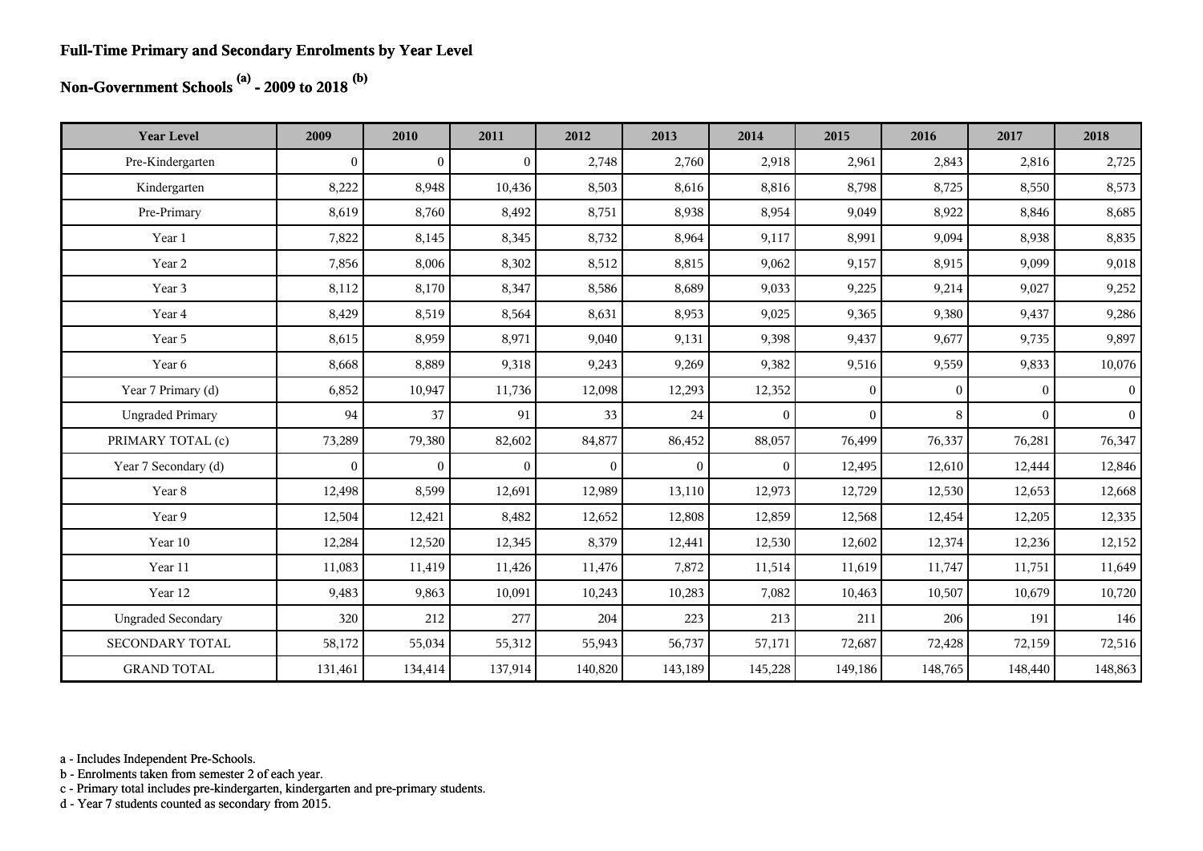# Full-Time Primary and Secondary Enrolments by Year Level

## Non-Government Schools [a] - 2009 to 2018 [b]

| Year Level | 2009 | 2010 | 2011 | 2012 | 2013 | 2014 | 2015 | 2016 | 2017 | 2018 |
|---|---|---|---|---|---|---|---|---|---|---|
| Pre-Kindergarten | 0 | 0 | 0 | 2,748 | 2,760 | 2,918 | 2,961 | 2,843 | 2,816 | 2,725 |
| Kindergarten | 8,222 | 8,948 | 10,436 | 8,503 | 8,616 | 8,816 | 8,798 | 8,725 | 8,550 | 8,573 |
| Pre-Primary | 8,619 | 8,760 | 8,492 | 8,751 | 8,938 | 8,954 | 9,049 | 8,922 | 8,846 | 8,685 |
| Year 1 | 7,822 | 8,145 | 8,345 | 8,732 | 8,964 | 9,117 | 8,991 | 9,094 | 8,938 | 8,835 |
| Year 2 | 7,856 | 8,006 | 8,302 | 8,512 | 8,815 | 9,062 | 9,157 | 8,915 | 9,099 | 9,018 |
| Year 3 | 8,112 | 8,170 | 8,347 | 8,586 | 8,689 | 9,033 | 9,225 | 9,214 | 9,027 | 9,252 |
| Year 4 | 8,429 | 8,519 | 8,564 | 8,631 | 8,953 | 9,025 | 9,365 | 9,380 | 9,437 | 9,286 |
| Year 5 | 8,615 | 8,959 | 8,971 | 9,040 | 9,131 | 9,398 | 9,437 | 9,677 | 9,735 | 9,897 |
| Year 6 | 8,668 | 8,889 | 9,318 | 9,243 | 9,269 | 9,382 | 9,516 | 9,559 | 9,833 | 10,076 |
| Year 7 Primary (d) | 6,852 | 10,947 | 11,736 | 12,098 | 12,293 | 12,352 | 0 | 0 | 0 | 0 |
| Ungraded Primary | 94 | 37 | 91 | 33 | 24 | 0 | 0 | 8 | 0 | 0 |
| PRIMARY TOTAL (c) | 73,289 | 79,380 | 82,602 | 84,877 | 86,452 | 88,057 | 76,499 | 76,337 | 76,281 | 76,347 |
| Year 7 Secondary (d) | 0 | 0 | 0 | 0 | 0 | 0 | 12,495 | 12,610 | 12,444 | 12,846 |
| Year 8 | 12,498 | 8,599 | 12,691 | 12,989 | 13,110 | 12,973 | 12,729 | 12,530 | 12,653 | 12,668 |
| Year 9 | 12,504 | 12,421 | 8,482 | 12,652 | 12,808 | 12,859 | 12,568 | 12,454 | 12,205 | 12,335 |
| Year 10 | 12,284 | 12,520 | 12,345 | 8,379 | 12,441 | 12,530 | 12,602 | 12,374 | 12,236 | 12,152 |
| Year 11 | 11,083 | 11,419 | 11,426 | 11,476 | 7,872 | 11,514 | 11,619 | 11,747 | 11,751 | 11,649 |
| Year 12 | 9,483 | 9,863 | 10,091 | 10,243 | 10,283 | 7,082 | 10,463 | 10,507 | 10,679 | 10,720 |
| Ungraded Secondary | 320 | 212 | 277 | 204 | 223 | 213 | 211 | 206 | 191 | 146 |
| SECONDARY TOTAL | 58,172 | 55,034 | 55,312 | 55,943 | 56,737 | 57,171 | 72,687 | 72,428 | 72,159 | 72,516 |
| GRAND TOTAL | 131,461 | 134,414 | 137,914 | 140,820 | 143,189 | 145,228 | 149,186 | 148,765 | 148,440 | 148,863 |

a - Includes Independent Pre-Schools.
b - Enrolments taken from semester 2 of each year.
c - Primary total includes pre-kindergarten, kindergarten and pre-primary students.
d - Year 7 students counted as secondary from 2015.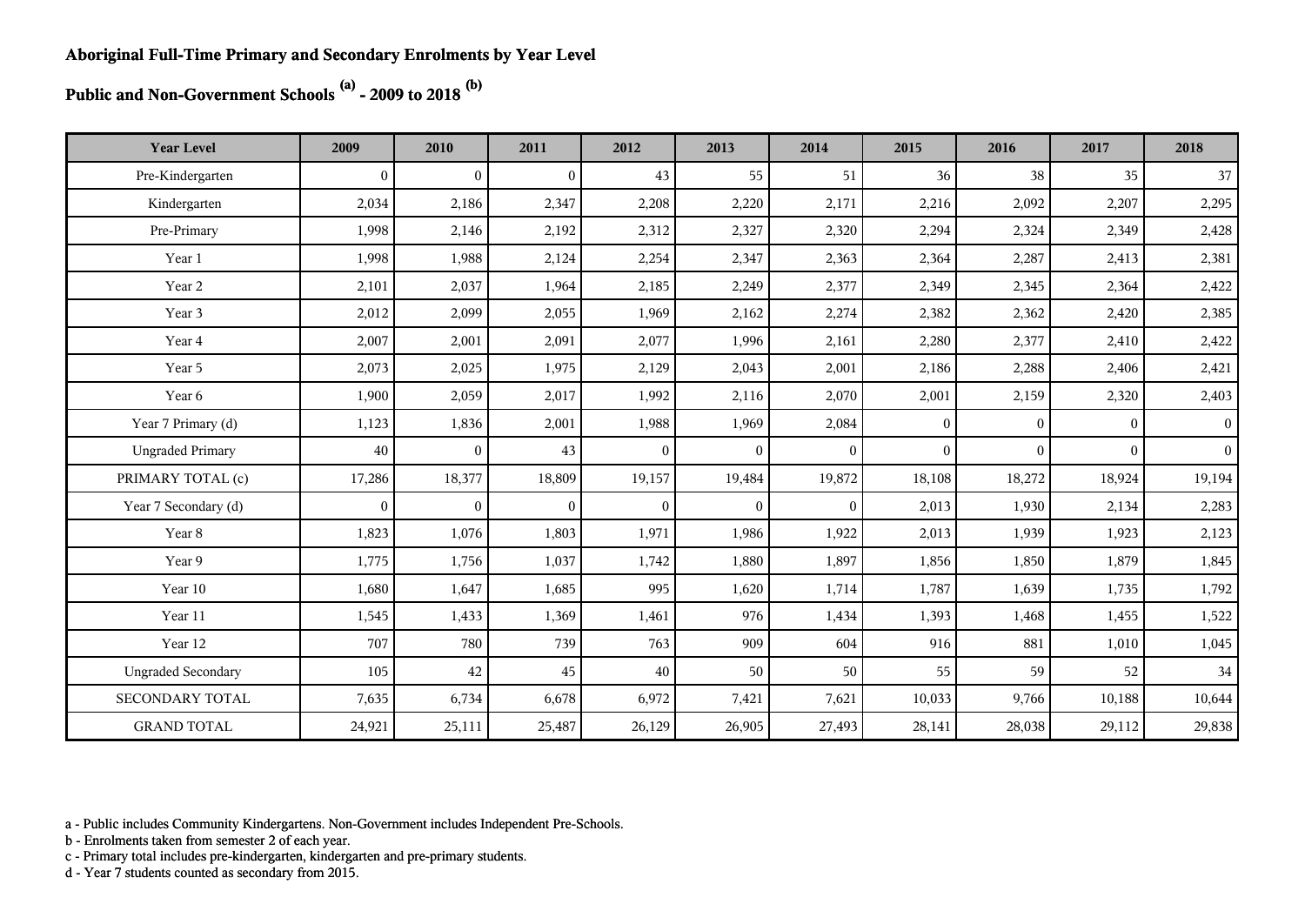**Aboriginal Full-Time Primary and Secondary Enrolments by Year Level**

**Public and Non-Government Schools [(a)] - 2009 to 2018 [(b)]**

| Year Level | 2009 | 2010 | 2011 | 2012 | 2013 | 2014 | 2015 | 2016 | 2017 | 2018 |
|---|---|---|---|---|---|---|---|---|---|---|
| Pre-Kindergarten | 0 | 0 | 0 | 43 | 55 | 51 | 36 | 38 | 35 | 37 |
| Kindergarten | 2,034 | 2,186 | 2,347 | 2,208 | 2,220 | 2,171 | 2,216 | 2,092 | 2,207 | 2,295 |
| Pre-Primary | 1,998 | 2,146 | 2,192 | 2,312 | 2,327 | 2,320 | 2,294 | 2,324 | 2,349 | 2,428 |
| Year 1 | 1,998 | 1,988 | 2,124 | 2,254 | 2,347 | 2,363 | 2,364 | 2,287 | 2,413 | 2,381 |
| Year 2 | 2,101 | 2,037 | 1,964 | 2,185 | 2,249 | 2,377 | 2,349 | 2,345 | 2,364 | 2,422 |
| Year 3 | 2,012 | 2,099 | 2,055 | 1,969 | 2,162 | 2,274 | 2,382 | 2,362 | 2,420 | 2,385 |
| Year 4 | 2,007 | 2,001 | 2,091 | 2,077 | 1,996 | 2,161 | 2,280 | 2,377 | 2,410 | 2,422 |
| Year 5 | 2,073 | 2,025 | 1,975 | 2,129 | 2,043 | 2,001 | 2,186 | 2,288 | 2,406 | 2,421 |
| Year 6 | 1,900 | 2,059 | 2,017 | 1,992 | 2,116 | 2,070 | 2,001 | 2,159 | 2,320 | 2,403 |
| Year 7 Primary (d) | 1,123 | 1,836 | 2,001 | 1,988 | 1,969 | 2,084 | 0 | 0 | 0 | 0 |
| Ungraded Primary | 40 | 0 | 43 | 0 | 0 | 0 | 0 | 0 | 0 | 0 |
| PRIMARY TOTAL (c) | 17,286 | 18,377 | 18,809 | 19,157 | 19,484 | 19,872 | 18,108 | 18,272 | 18,924 | 19,194 |
| Year 7 Secondary (d) | 0 | 0 | 0 | 0 | 0 | 0 | 2,013 | 1,930 | 2,134 | 2,283 |
| Year 8 | 1,823 | 1,076 | 1,803 | 1,971 | 1,986 | 1,922 | 2,013 | 1,939 | 1,923 | 2,123 |
| Year 9 | 1,775 | 1,756 | 1,037 | 1,742 | 1,880 | 1,897 | 1,856 | 1,850 | 1,879 | 1,845 |
| Year 10 | 1,680 | 1,647 | 1,685 | 995 | 1,620 | 1,714 | 1,787 | 1,639 | 1,735 | 1,792 |
| Year 11 | 1,545 | 1,433 | 1,369 | 1,461 | 976 | 1,434 | 1,393 | 1,468 | 1,455 | 1,522 |
| Year 12 | 707 | 780 | 739 | 763 | 909 | 604 | 916 | 881 | 1,010 | 1,045 |
| Ungraded Secondary | 105 | 42 | 45 | 40 | 50 | 50 | 55 | 59 | 52 | 34 |
| SECONDARY TOTAL | 7,635 | 6,734 | 6,678 | 6,972 | 7,421 | 7,621 | 10,033 | 9,766 | 10,188 | 10,644 |
| GRAND TOTAL | 24,921 | 25,111 | 25,487 | 26,129 | 26,905 | 27,493 | 28,141 | 28,038 | 29,112 | 29,838 |

a - Public includes Community Kindergartens. Non-Government includes Independent Pre-Schools.
b - Enrolments taken from semester 2 of each year.
c - Primary total includes pre-kindergarten, kindergarten and pre-primary students.
d - Year 7 students counted as secondary from 2015.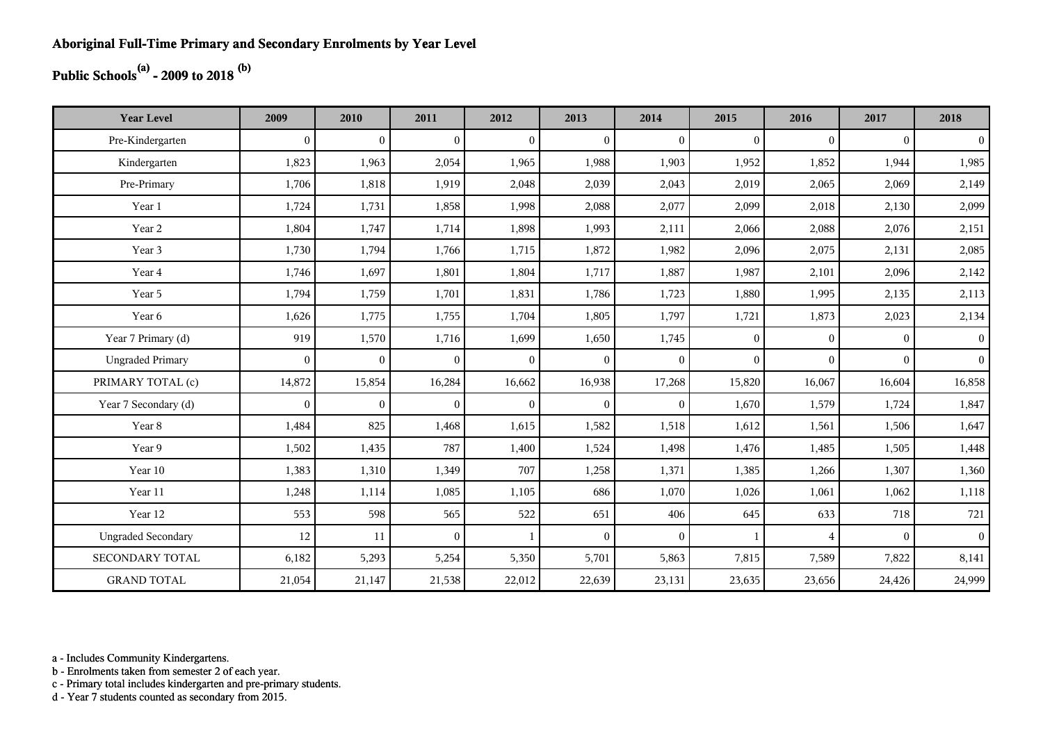**Aboriginal Full-Time Primary and Secondary Enrolments by Year Level**

**Public Schools[(a)] - 2009 to 2018 [(b)]**

| Year Level | 2009 | 2010 | 2011 | 2012 | 2013 | 2014 | 2015 | 2016 | 2017 | 2018 |
|---|---|---|---|---|---|---|---|---|---|---|
| Pre-Kindergarten | 0 | 0 | 0 | 0 | 0 | 0 | 0 | 0 | 0 | 0 |
| Kindergarten | 1,823 | 1,963 | 2,054 | 1,965 | 1,988 | 1,903 | 1,952 | 1,852 | 1,944 | 1,985 |
| Pre-Primary | 1,706 | 1,818 | 1,919 | 2,048 | 2,039 | 2,043 | 2,019 | 2,065 | 2,069 | 2,149 |
| Year 1 | 1,724 | 1,731 | 1,858 | 1,998 | 2,088 | 2,077 | 2,099 | 2,018 | 2,130 | 2,099 |
| Year 2 | 1,804 | 1,747 | 1,714 | 1,898 | 1,993 | 2,111 | 2,066 | 2,088 | 2,076 | 2,151 |
| Year 3 | 1,730 | 1,794 | 1,766 | 1,715 | 1,872 | 1,982 | 2,096 | 2,075 | 2,131 | 2,085 |
| Year 4 | 1,746 | 1,697 | 1,801 | 1,804 | 1,717 | 1,887 | 1,987 | 2,101 | 2,096 | 2,142 |
| Year 5 | 1,794 | 1,759 | 1,701 | 1,831 | 1,786 | 1,723 | 1,880 | 1,995 | 2,135 | 2,113 |
| Year 6 | 1,626 | 1,775 | 1,755 | 1,704 | 1,805 | 1,797 | 1,721 | 1,873 | 2,023 | 2,134 |
| Year 7 Primary (d) | 919 | 1,570 | 1,716 | 1,699 | 1,650 | 1,745 | 0 | 0 | 0 | 0 |
| Ungraded Primary | 0 | 0 | 0 | 0 | 0 | 0 | 0 | 0 | 0 | 0 |
| PRIMARY TOTAL (c) | 14,872 | 15,854 | 16,284 | 16,662 | 16,938 | 17,268 | 15,820 | 16,067 | 16,604 | 16,858 |
| Year 7 Secondary (d) | 0 | 0 | 0 | 0 | 0 | 0 | 1,670 | 1,579 | 1,724 | 1,847 |
| Year 8 | 1,484 | 825 | 1,468 | 1,615 | 1,582 | 1,518 | 1,612 | 1,561 | 1,506 | 1,647 |
| Year 9 | 1,502 | 1,435 | 787 | 1,400 | 1,524 | 1,498 | 1,476 | 1,485 | 1,505 | 1,448 |
| Year 10 | 1,383 | 1,310 | 1,349 | 707 | 1,258 | 1,371 | 1,385 | 1,266 | 1,307 | 1,360 |
| Year 11 | 1,248 | 1,114 | 1,085 | 1,105 | 686 | 1,070 | 1,026 | 1,061 | 1,062 | 1,118 |
| Year 12 | 553 | 598 | 565 | 522 | 651 | 406 | 645 | 633 | 718 | 721 |
| Ungraded Secondary | 12 | 11 | 0 | 1 | 0 | 0 | 1 | 4 | 0 | 0 |
| SECONDARY TOTAL | 6,182 | 5,293 | 5,254 | 5,350 | 5,701 | 5,863 | 7,815 | 7,589 | 7,822 | 8,141 |
| GRAND TOTAL | 21,054 | 21,147 | 21,538 | 22,012 | 22,639 | 23,131 | 23,635 | 23,656 | 24,426 | 24,999 |

a - Includes Community Kindergartens.
b - Enrolments taken from semester 2 of each year.
c - Primary total includes kindergarten and pre-primary students.
d - Year 7 students counted as secondary from 2015.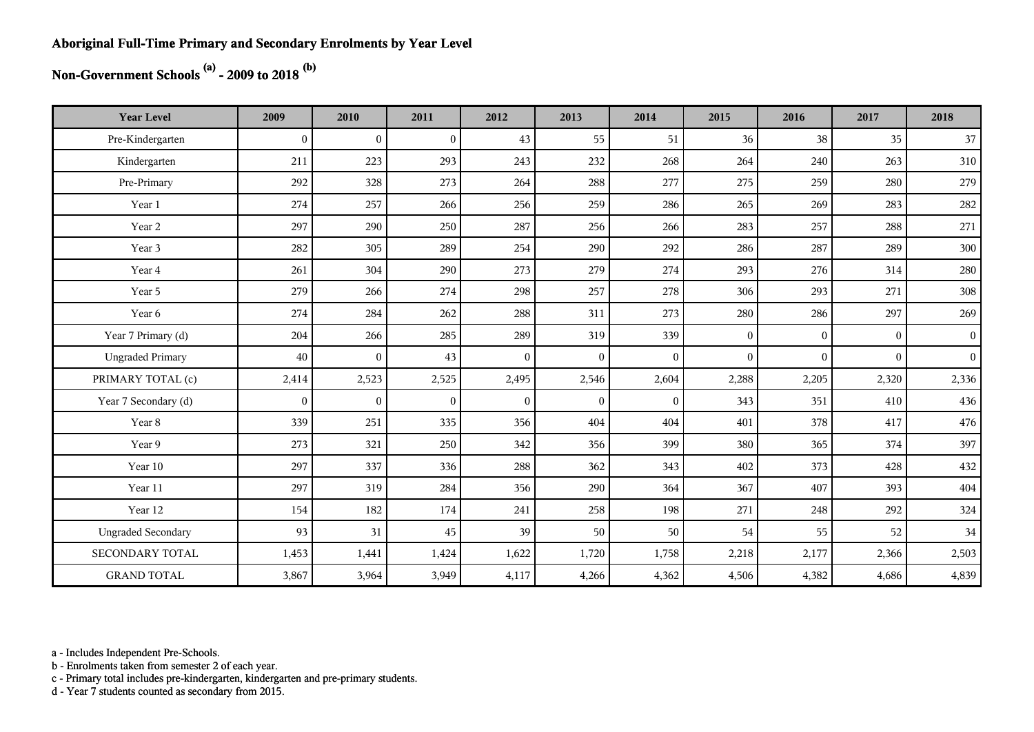**Aboriginal Full-Time Primary and Secondary Enrolments by Year Level**

**Non-Government Schools [(a)] - 2009 to 2018 [(b)]**

| Year Level | 2009 | 2010 | 2011 | 2012 | 2013 | 2014 | 2015 | 2016 | 2017 | 2018 |
|---|---|---|---|---|---|---|---|---|---|---|
| Pre-Kindergarten | 0 | 0 | 0 | 43 | 55 | 51 | 36 | 38 | 35 | 37 |
| Kindergarten | 211 | 223 | 293 | 243 | 232 | 268 | 264 | 240 | 263 | 310 |
| Pre-Primary | 292 | 328 | 273 | 264 | 288 | 277 | 275 | 259 | 280 | 279 |
| Year 1 | 274 | 257 | 266 | 256 | 259 | 286 | 265 | 269 | 283 | 282 |
| Year 2 | 297 | 290 | 250 | 287 | 256 | 266 | 283 | 257 | 288 | 271 |
| Year 3 | 282 | 305 | 289 | 254 | 290 | 292 | 286 | 287 | 289 | 300 |
| Year 4 | 261 | 304 | 290 | 273 | 279 | 274 | 293 | 276 | 314 | 280 |
| Year 5 | 279 | 266 | 274 | 298 | 257 | 278 | 306 | 293 | 271 | 308 |
| Year 6 | 274 | 284 | 262 | 288 | 311 | 273 | 280 | 286 | 297 | 269 |
| Year 7 Primary (d) | 204 | 266 | 285 | 289 | 319 | 339 | 0 | 0 | 0 | 0 |
| Ungraded Primary | 40 | 0 | 43 | 0 | 0 | 0 | 0 | 0 | 0 | 0 |
| PRIMARY TOTAL (c) | 2,414 | 2,523 | 2,525 | 2,495 | 2,546 | 2,604 | 2,288 | 2,205 | 2,320 | 2,336 |
| Year 7 Secondary (d) | 0 | 0 | 0 | 0 | 0 | 0 | 343 | 351 | 410 | 436 |
| Year 8 | 339 | 251 | 335 | 356 | 404 | 404 | 401 | 378 | 417 | 476 |
| Year 9 | 273 | 321 | 250 | 342 | 356 | 399 | 380 | 365 | 374 | 397 |
| Year 10 | 297 | 337 | 336 | 288 | 362 | 343 | 402 | 373 | 428 | 432 |
| Year 11 | 297 | 319 | 284 | 356 | 290 | 364 | 367 | 407 | 393 | 404 |
| Year 12 | 154 | 182 | 174 | 241 | 258 | 198 | 271 | 248 | 292 | 324 |
| Ungraded Secondary | 93 | 31 | 45 | 39 | 50 | 50 | 54 | 55 | 52 | 34 |
| SECONDARY TOTAL | 1,453 | 1,441 | 1,424 | 1,622 | 1,720 | 1,758 | 2,218 | 2,177 | 2,366 | 2,503 |
| GRAND TOTAL | 3,867 | 3,964 | 3,949 | 4,117 | 4,266 | 4,362 | 4,506 | 4,382 | 4,686 | 4,839 |

a - Includes Independent Pre-Schools.
b - Enrolments taken from semester 2 of each year.
c - Primary total includes pre-kindergarten, kindergarten and pre-primary students.
d - Year 7 students counted as secondary from 2015.